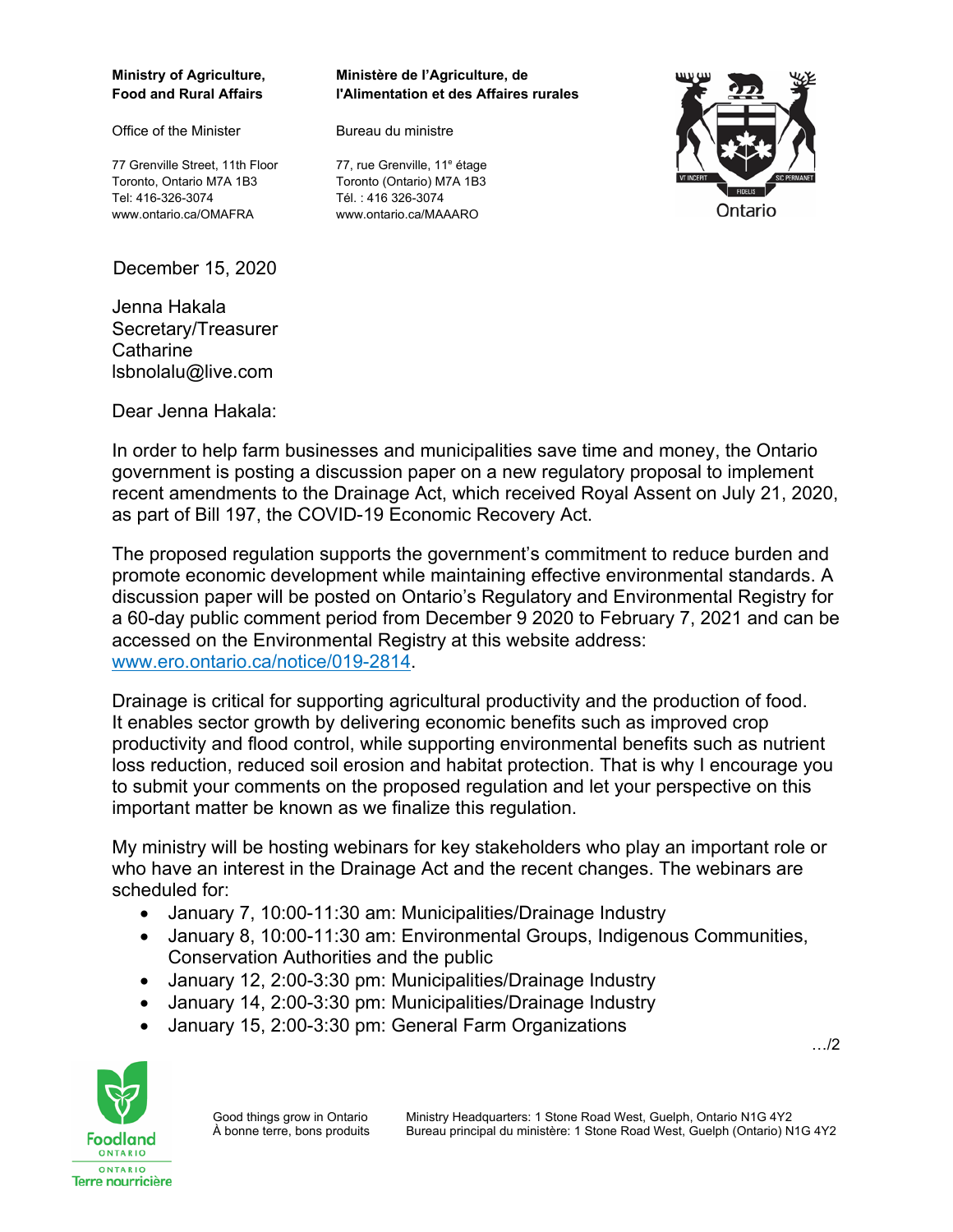**Ministry of Agriculture, Food and Rural Affairs**

Office of the Minister

77 Grenville Street, 11th Floor
Toronto, Ontario M7A 1B3
Tel: 416-326-3074
www.ontario.ca/OMAFRA

**Ministère de l'Agriculture, de l'Alimentation et des Affaires rurales**

Bureau du ministre

77, rue Grenville, 11e étage
Toronto (Ontario) M7A 1B3
Tél. : 416 326-3074
www.ontario.ca/MAAARO

Ontario

December 15, 2020

Jenna Hakala
Secretary/Treasurer
Catharine
lsbnolalu@live.com

Dear Jenna Hakala:

In order to help farm businesses and municipalities save time and money, the Ontario government is posting a discussion paper on a new regulatory proposal to implement recent amendments to the Drainage Act, which received Royal Assent on July 21, 2020, as part of Bill 197, the COVID-19 Economic Recovery Act.

The proposed regulation supports the government's commitment to reduce burden and promote economic development while maintaining effective environmental standards. A discussion paper will be posted on Ontario's Regulatory and Environmental Registry for a 60-day public comment period from December 9 2020 to February 7, 2021 and can be accessed on the Environmental Registry at this website address: [www.ero.ontario.ca/notice/019-2814](www.ero.ontario.ca/notice/019-2814).

Drainage is critical for supporting agricultural productivity and the production of food. It enables sector growth by delivering economic benefits such as improved crop productivity and flood control, while supporting environmental benefits such as nutrient loss reduction, reduced soil erosion and habitat protection. That is why I encourage you to submit your comments on the proposed regulation and let your perspective on this important matter be known as we finalize this regulation.

My ministry will be hosting webinars for key stakeholders who play an important role or who have an interest in the Drainage Act and the recent changes. The webinars are scheduled for:

- January 7, 10:00-11:30 am: Municipalities/Drainage Industry
- January 8, 10:00-11:30 am: Environmental Groups, Indigenous Communities, Conservation Authorities and the public
- January 12, 2:00-3:30 pm: Municipalities/Drainage Industry
- January 14, 2:00-3:30 pm: Municipalities/Drainage Industry
- January 15, 2:00-3:30 pm: General Farm Organizations

…/2

Foodland Ontario / Ontario Terre nourricière

Good things grow in Ontario
À bonne terre, bons produits

Ministry Headquarters: 1 Stone Road West, Guelph, Ontario N1G 4Y2
Bureau principal du ministère: 1 Stone Road West, Guelph (Ontario) N1G 4Y2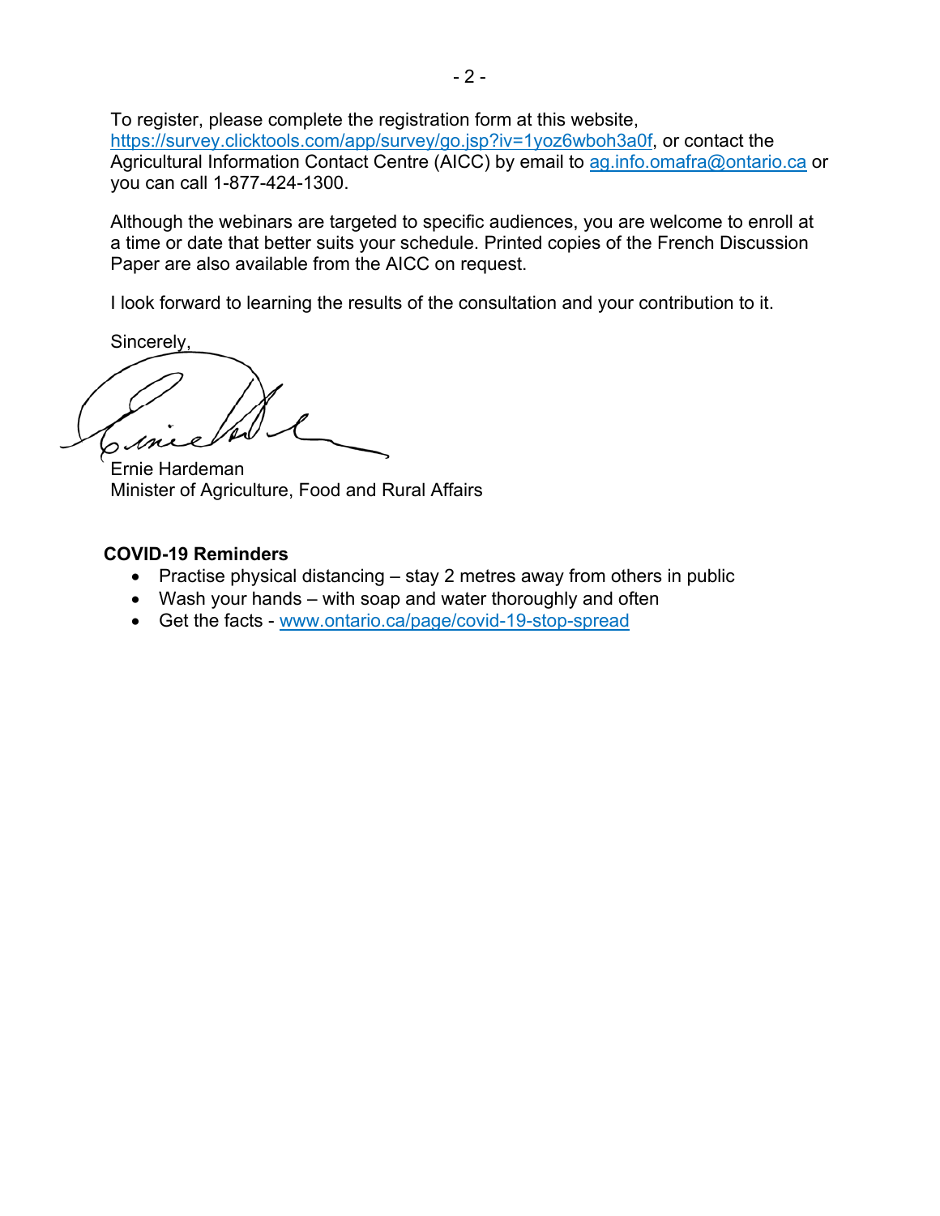To register, please complete the registration form at this website, https://survey.clicktools.com/app/survey/go.jsp?iv=1yoz6wboh3a0f, or contact the Agricultural Information Contact Centre (AICC) by email to ag.info.omafra@ontario.ca or you can call 1-877-424-1300.

Although the webinars are targeted to specific audiences, you are welcome to enroll at a time or date that better suits your schedule. Printed copies of the French Discussion Paper are also available from the AICC on request.

I look forward to learning the results of the consultation and your contribution to it.

Sincerely,

Ernie Hardeman
Minister of Agriculture, Food and Rural Affairs

**COVID-19 Reminders**

- Practise physical distancing – stay 2 metres away from others in public
- Wash your hands – with soap and water thoroughly and often
- Get the facts - www.ontario.ca/page/covid-19-stop-spread